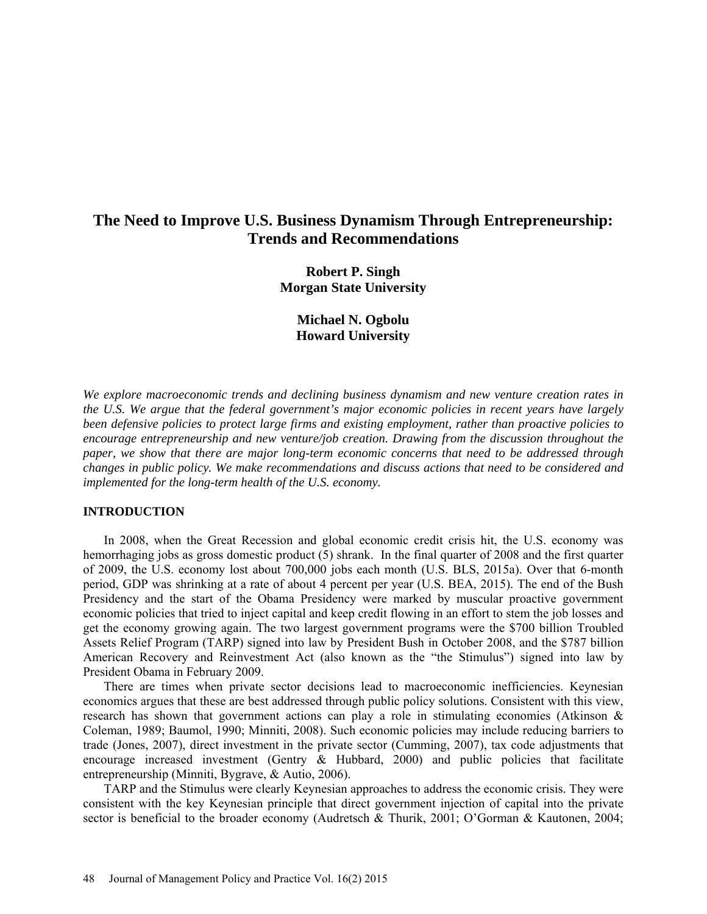# The Need to Improve U.S. Business Dynamism Through Entrepreneurship: Trends and Recommendations

**Robert P. Singh**
**Morgan State University**

**Michael N. Ogbolu**
**Howard University**

*We explore macroeconomic trends and declining business dynamism and new venture creation rates in the U.S. We argue that the federal government's major economic policies in recent years have largely been defensive policies to protect large firms and existing employment, rather than proactive policies to encourage entrepreneurship and new venture/job creation. Drawing from the discussion throughout the paper, we show that there are major long-term economic concerns that need to be addressed through changes in public policy. We make recommendations and discuss actions that need to be considered and implemented for the long-term health of the U.S. economy.*

## INTRODUCTION

In 2008, when the Great Recession and global economic credit crisis hit, the U.S. economy was hemorrhaging jobs as gross domestic product (5) shrank. In the final quarter of 2008 and the first quarter of 2009, the U.S. economy lost about 700,000 jobs each month (U.S. BLS, 2015a). Over that 6-month period, GDP was shrinking at a rate of about 4 percent per year (U.S. BEA, 2015). The end of the Bush Presidency and the start of the Obama Presidency were marked by muscular proactive government economic policies that tried to inject capital and keep credit flowing in an effort to stem the job losses and get the economy growing again. The two largest government programs were the $700 billion Troubled Assets Relief Program (TARP) signed into law by President Bush in October 2008, and the $787 billion American Recovery and Reinvestment Act (also known as the "the Stimulus") signed into law by President Obama in February 2009.

There are times when private sector decisions lead to macroeconomic inefficiencies. Keynesian economics argues that these are best addressed through public policy solutions. Consistent with this view, research has shown that government actions can play a role in stimulating economies (Atkinson & Coleman, 1989; Baumol, 1990; Minniti, 2008). Such economic policies may include reducing barriers to trade (Jones, 2007), direct investment in the private sector (Cumming, 2007), tax code adjustments that encourage increased investment (Gentry & Hubbard, 2000) and public policies that facilitate entrepreneurship (Minniti, Bygrave, & Autio, 2006).

TARP and the Stimulus were clearly Keynesian approaches to address the economic crisis. They were consistent with the key Keynesian principle that direct government injection of capital into the private sector is beneficial to the broader economy (Audretsch & Thurik, 2001; O'Gorman & Kautonen, 2004;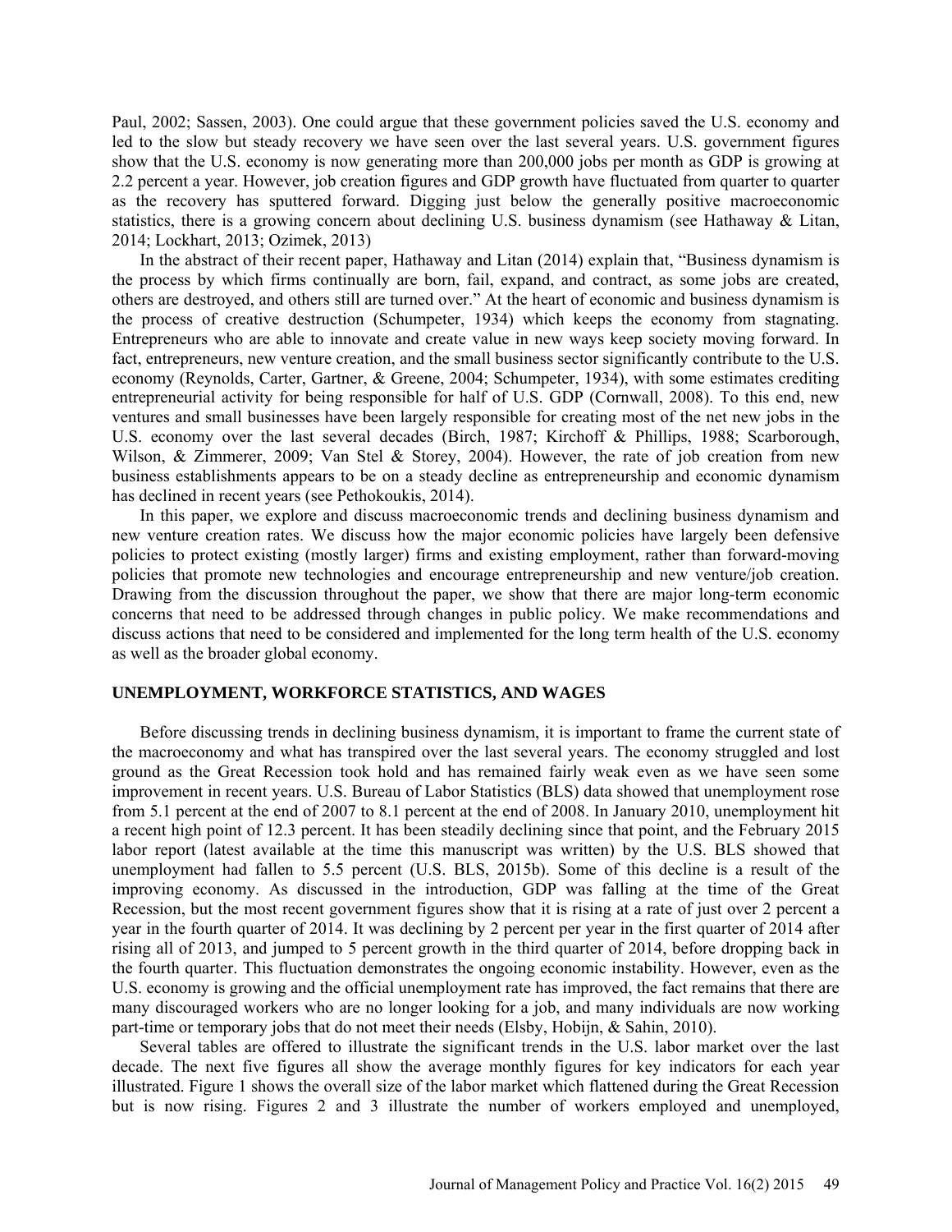Paul, 2002; Sassen, 2003). One could argue that these government policies saved the U.S. economy and led to the slow but steady recovery we have seen over the last several years. U.S. government figures show that the U.S. economy is now generating more than 200,000 jobs per month as GDP is growing at 2.2 percent a year. However, job creation figures and GDP growth have fluctuated from quarter to quarter as the recovery has sputtered forward. Digging just below the generally positive macroeconomic statistics, there is a growing concern about declining U.S. business dynamism (see Hathaway & Litan, 2014; Lockhart, 2013; Ozimek, 2013)

In the abstract of their recent paper, Hathaway and Litan (2014) explain that, "Business dynamism is the process by which firms continually are born, fail, expand, and contract, as some jobs are created, others are destroyed, and others still are turned over." At the heart of economic and business dynamism is the process of creative destruction (Schumpeter, 1934) which keeps the economy from stagnating. Entrepreneurs who are able to innovate and create value in new ways keep society moving forward. In fact, entrepreneurs, new venture creation, and the small business sector significantly contribute to the U.S. economy (Reynolds, Carter, Gartner, & Greene, 2004; Schumpeter, 1934), with some estimates crediting entrepreneurial activity for being responsible for half of U.S. GDP (Cornwall, 2008). To this end, new ventures and small businesses have been largely responsible for creating most of the net new jobs in the U.S. economy over the last several decades (Birch, 1987; Kirchoff & Phillips, 1988; Scarborough, Wilson, & Zimmerer, 2009; Van Stel & Storey, 2004). However, the rate of job creation from new business establishments appears to be on a steady decline as entrepreneurship and economic dynamism has declined in recent years (see Pethokoukis, 2014).

In this paper, we explore and discuss macroeconomic trends and declining business dynamism and new venture creation rates. We discuss how the major economic policies have largely been defensive policies to protect existing (mostly larger) firms and existing employment, rather than forward-moving policies that promote new technologies and encourage entrepreneurship and new venture/job creation. Drawing from the discussion throughout the paper, we show that there are major long-term economic concerns that need to be addressed through changes in public policy. We make recommendations and discuss actions that need to be considered and implemented for the long term health of the U.S. economy as well as the broader global economy.

## UNEMPLOYMENT, WORKFORCE STATISTICS, AND WAGES

Before discussing trends in declining business dynamism, it is important to frame the current state of the macroeconomy and what has transpired over the last several years. The economy struggled and lost ground as the Great Recession took hold and has remained fairly weak even as we have seen some improvement in recent years. U.S. Bureau of Labor Statistics (BLS) data showed that unemployment rose from 5.1 percent at the end of 2007 to 8.1 percent at the end of 2008. In January 2010, unemployment hit a recent high point of 12.3 percent. It has been steadily declining since that point, and the February 2015 labor report (latest available at the time this manuscript was written) by the U.S. BLS showed that unemployment had fallen to 5.5 percent (U.S. BLS, 2015b). Some of this decline is a result of the improving economy. As discussed in the introduction, GDP was falling at the time of the Great Recession, but the most recent government figures show that it is rising at a rate of just over 2 percent a year in the fourth quarter of 2014. It was declining by 2 percent per year in the first quarter of 2014 after rising all of 2013, and jumped to 5 percent growth in the third quarter of 2014, before dropping back in the fourth quarter. This fluctuation demonstrates the ongoing economic instability. However, even as the U.S. economy is growing and the official unemployment rate has improved, the fact remains that there are many discouraged workers who are no longer looking for a job, and many individuals are now working part-time or temporary jobs that do not meet their needs (Elsby, Hobijn, & Sahin, 2010).

Several tables are offered to illustrate the significant trends in the U.S. labor market over the last decade. The next five figures all show the average monthly figures for key indicators for each year illustrated. Figure 1 shows the overall size of the labor market which flattened during the Great Recession but is now rising. Figures 2 and 3 illustrate the number of workers employed and unemployed,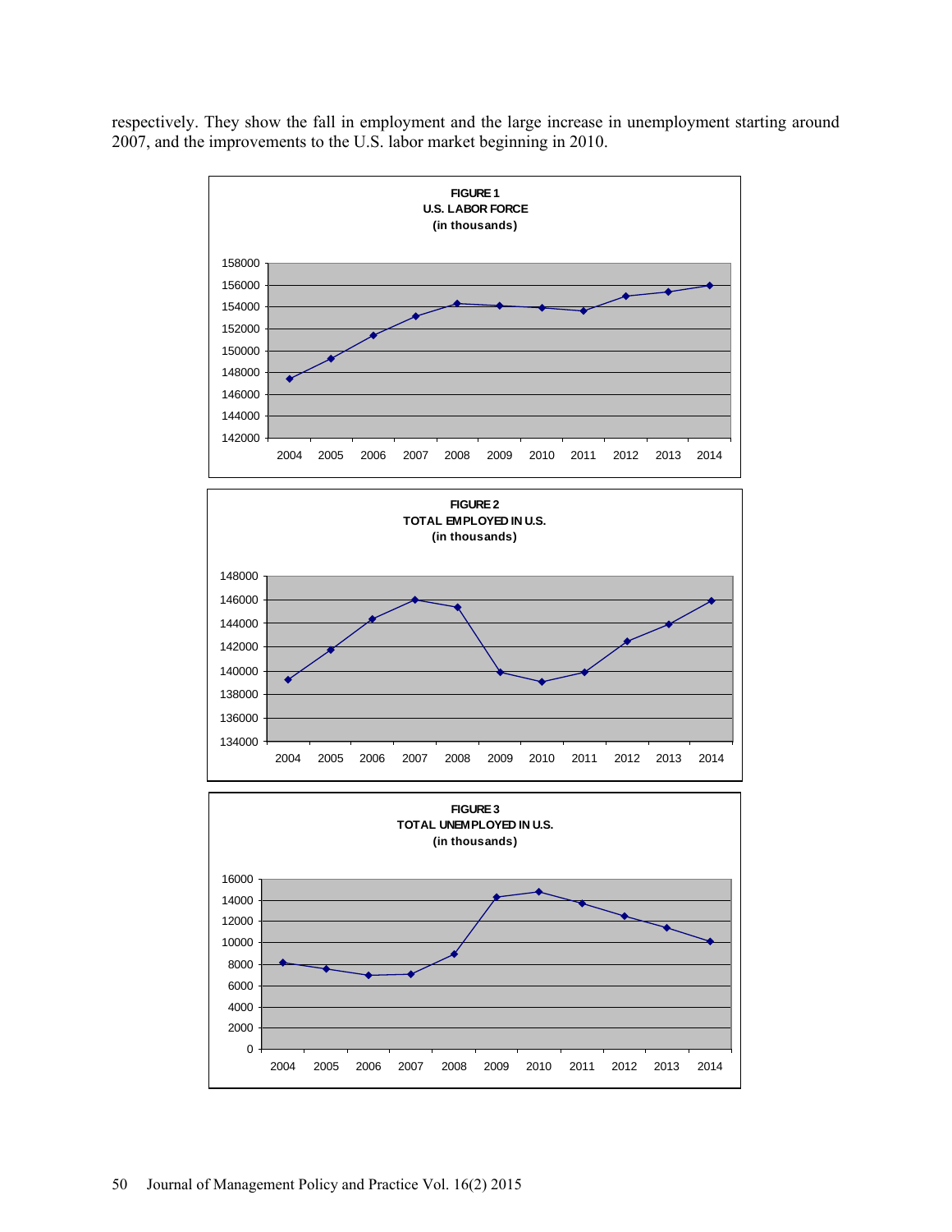respectively. They show the fall in employment and the large increase in unemployment starting around 2007, and the improvements to the U.S. labor market beginning in 2010.

**FIGURE 1**
**U.S. LABOR FORCE**
**(in thousands)**

**FIGURE 2**
**TOTAL EMPLOYED IN U.S.**
**(in thousands)**

**FIGURE 3**
**TOTAL UNEMPLOYED IN U.S.**
**(in thousands)**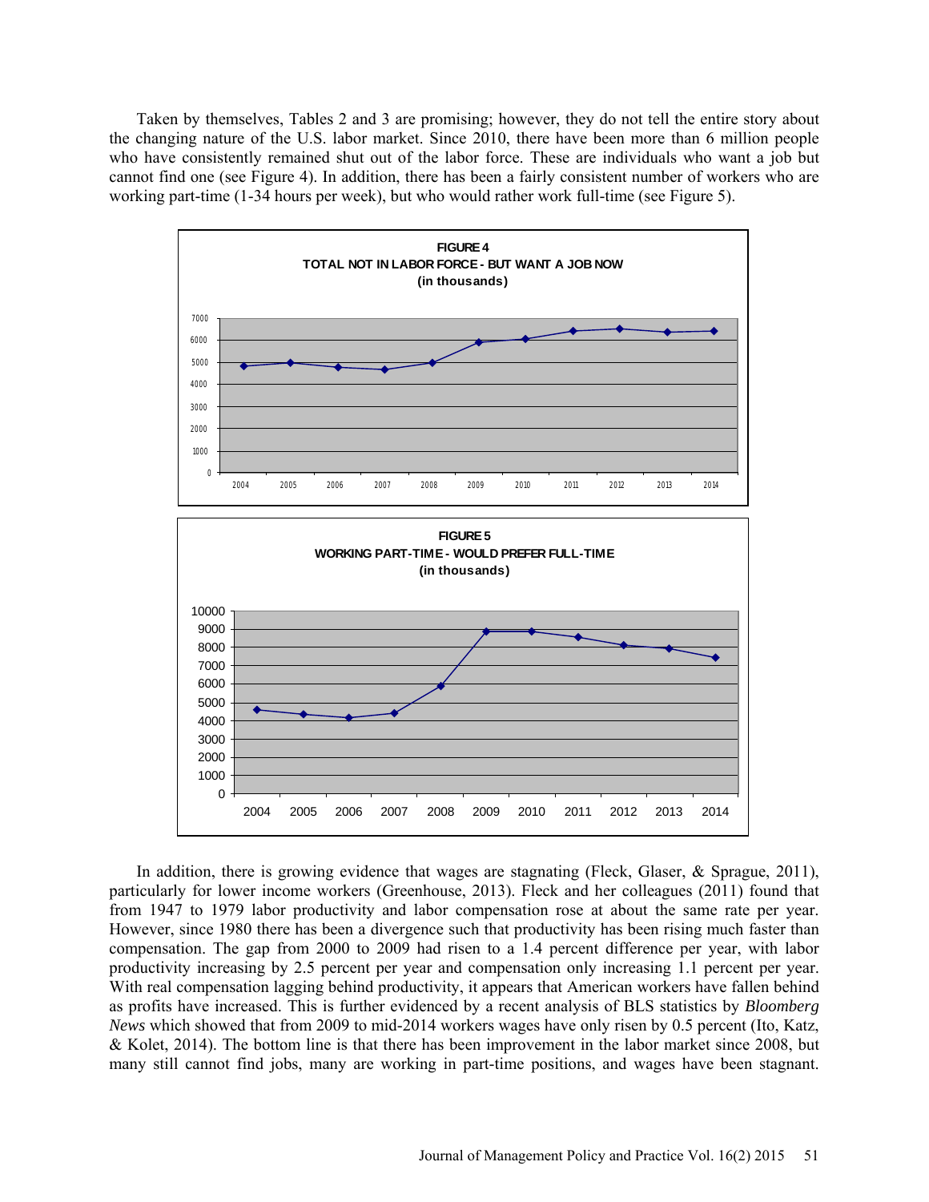Taken by themselves, Tables 2 and 3 are promising; however, they do not tell the entire story about the changing nature of the U.S. labor market. Since 2010, there have been more than 6 million people who have consistently remained shut out of the labor force. These are individuals who want a job but cannot find one (see Figure 4). In addition, there has been a fairly consistent number of workers who are working part-time (1-34 hours per week), but who would rather work full-time (see Figure 5).

**FIGURE 4**
**TOTAL NOT IN LABOR FORCE - BUT WANT A JOB NOW**
**(in thousands)**

**FIGURE 5**
**WORKING PART-TIME - WOULD PREFER FULL-TIME**
**(in thousands)**

In addition, there is growing evidence that wages are stagnating (Fleck, Glaser, & Sprague, 2011), particularly for lower income workers (Greenhouse, 2013). Fleck and her colleagues (2011) found that from 1947 to 1979 labor productivity and labor compensation rose at about the same rate per year. However, since 1980 there has been a divergence such that productivity has been rising much faster than compensation. The gap from 2000 to 2009 had risen to a 1.4 percent difference per year, with labor productivity increasing by 2.5 percent per year and compensation only increasing 1.1 percent per year. With real compensation lagging behind productivity, it appears that American workers have fallen behind as profits have increased. This is further evidenced by a recent analysis of BLS statistics by *Bloomberg News* which showed that from 2009 to mid-2014 workers wages have only risen by 0.5 percent (Ito, Katz, & Kolet, 2014). The bottom line is that there has been improvement in the labor market since 2008, but many still cannot find jobs, many are working in part-time positions, and wages have been stagnant.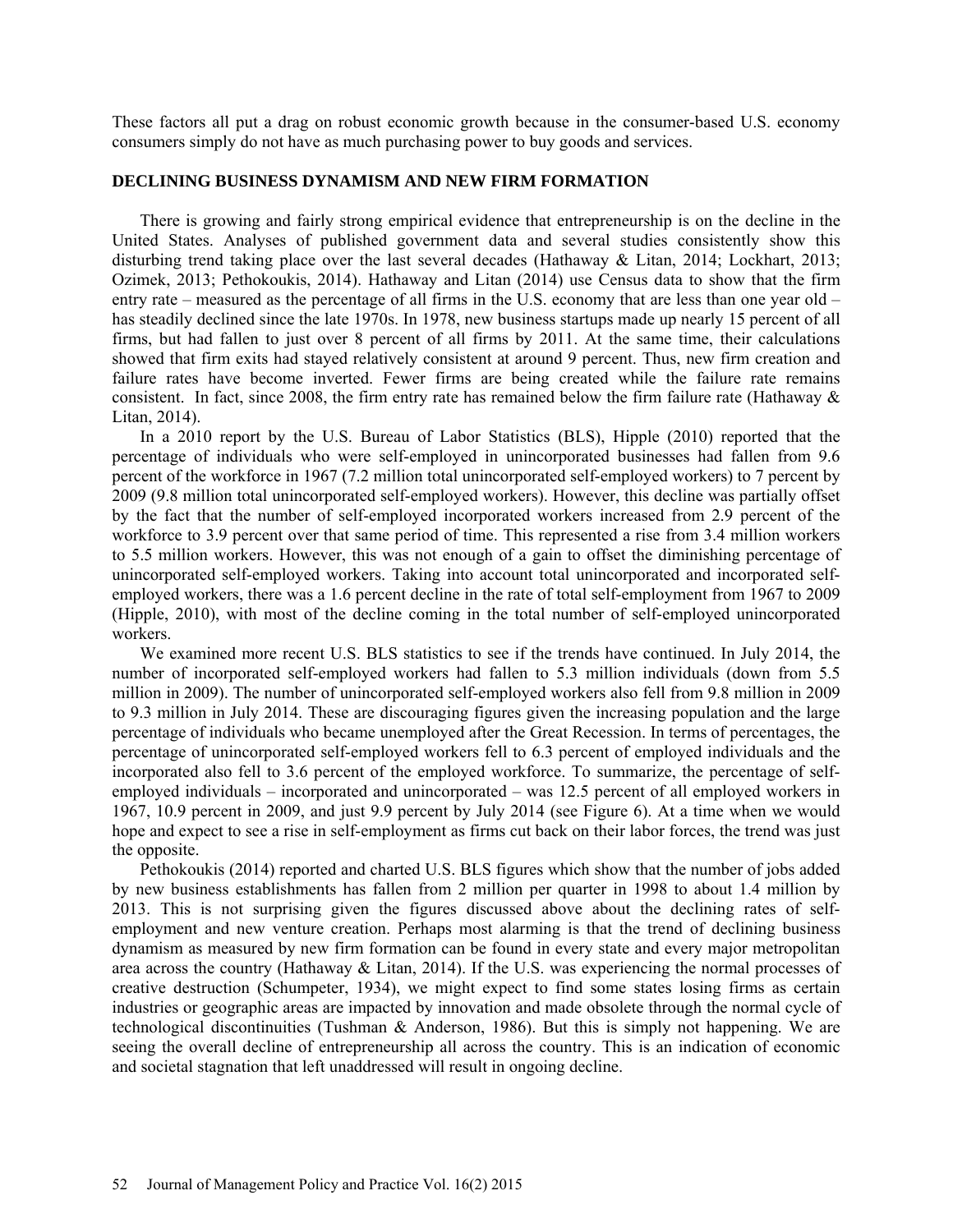These factors all put a drag on robust economic growth because in the consumer-based U.S. economy consumers simply do not have as much purchasing power to buy goods and services.

## DECLINING BUSINESS DYNAMISM AND NEW FIRM FORMATION

There is growing and fairly strong empirical evidence that entrepreneurship is on the decline in the United States. Analyses of published government data and several studies consistently show this disturbing trend taking place over the last several decades (Hathaway & Litan, 2014; Lockhart, 2013; Ozimek, 2013; Pethokoukis, 2014). Hathaway and Litan (2014) use Census data to show that the firm entry rate – measured as the percentage of all firms in the U.S. economy that are less than one year old – has steadily declined since the late 1970s. In 1978, new business startups made up nearly 15 percent of all firms, but had fallen to just over 8 percent of all firms by 2011. At the same time, their calculations showed that firm exits had stayed relatively consistent at around 9 percent. Thus, new firm creation and failure rates have become inverted. Fewer firms are being created while the failure rate remains consistent. In fact, since 2008, the firm entry rate has remained below the firm failure rate (Hathaway & Litan, 2014).

In a 2010 report by the U.S. Bureau of Labor Statistics (BLS), Hipple (2010) reported that the percentage of individuals who were self-employed in unincorporated businesses had fallen from 9.6 percent of the workforce in 1967 (7.2 million total unincorporated self-employed workers) to 7 percent by 2009 (9.8 million total unincorporated self-employed workers). However, this decline was partially offset by the fact that the number of self-employed incorporated workers increased from 2.9 percent of the workforce to 3.9 percent over that same period of time. This represented a rise from 3.4 million workers to 5.5 million workers. However, this was not enough of a gain to offset the diminishing percentage of unincorporated self-employed workers. Taking into account total unincorporated and incorporated self-employed workers, there was a 1.6 percent decline in the rate of total self-employment from 1967 to 2009 (Hipple, 2010), with most of the decline coming in the total number of self-employed unincorporated workers.

We examined more recent U.S. BLS statistics to see if the trends have continued. In July 2014, the number of incorporated self-employed workers had fallen to 5.3 million individuals (down from 5.5 million in 2009). The number of unincorporated self-employed workers also fell from 9.8 million in 2009 to 9.3 million in July 2014. These are discouraging figures given the increasing population and the large percentage of individuals who became unemployed after the Great Recession. In terms of percentages, the percentage of unincorporated self-employed workers fell to 6.3 percent of employed individuals and the incorporated also fell to 3.6 percent of the employed workforce. To summarize, the percentage of self-employed individuals – incorporated and unincorporated – was 12.5 percent of all employed workers in 1967, 10.9 percent in 2009, and just 9.9 percent by July 2014 (see Figure 6). At a time when we would hope and expect to see a rise in self-employment as firms cut back on their labor forces, the trend was just the opposite.

Pethokoukis (2014) reported and charted U.S. BLS figures which show that the number of jobs added by new business establishments has fallen from 2 million per quarter in 1998 to about 1.4 million by 2013. This is not surprising given the figures discussed above about the declining rates of self-employment and new venture creation. Perhaps most alarming is that the trend of declining business dynamism as measured by new firm formation can be found in every state and every major metropolitan area across the country (Hathaway & Litan, 2014). If the U.S. was experiencing the normal processes of creative destruction (Schumpeter, 1934), we might expect to find some states losing firms as certain industries or geographic areas are impacted by innovation and made obsolete through the normal cycle of technological discontinuities (Tushman & Anderson, 1986). But this is simply not happening. We are seeing the overall decline of entrepreneurship all across the country. This is an indication of economic and societal stagnation that left unaddressed will result in ongoing decline.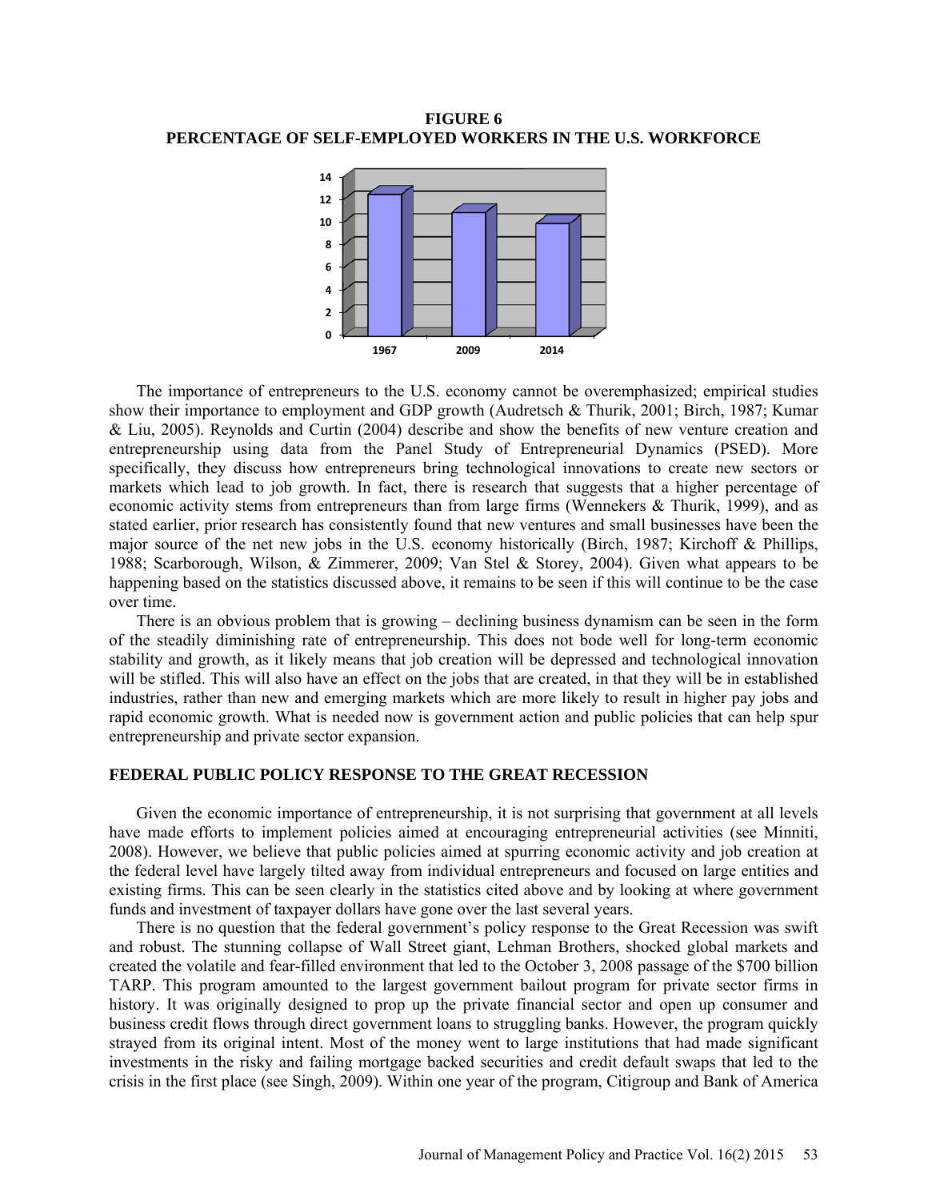**FIGURE 6**
**PERCENTAGE OF SELF-EMPLOYED WORKERS IN THE U.S. WORKFORCE**

The importance of entrepreneurs to the U.S. economy cannot be overemphasized; empirical studies show their importance to employment and GDP growth (Audretsch & Thurik, 2001; Birch, 1987; Kumar & Liu, 2005). Reynolds and Curtin (2004) describe and show the benefits of new venture creation and entrepreneurship using data from the Panel Study of Entrepreneurial Dynamics (PSED). More specifically, they discuss how entrepreneurs bring technological innovations to create new sectors or markets which lead to job growth. In fact, there is research that suggests that a higher percentage of economic activity stems from entrepreneurs than from large firms (Wennekers & Thurik, 1999), and as stated earlier, prior research has consistently found that new ventures and small businesses have been the major source of the net new jobs in the U.S. economy historically (Birch, 1987; Kirchoff & Phillips, 1988; Scarborough, Wilson, & Zimmerer, 2009; Van Stel & Storey, 2004). Given what appears to be happening based on the statistics discussed above, it remains to be seen if this will continue to be the case over time.

There is an obvious problem that is growing – declining business dynamism can be seen in the form of the steadily diminishing rate of entrepreneurship. This does not bode well for long-term economic stability and growth, as it likely means that job creation will be depressed and technological innovation will be stifled. This will also have an effect on the jobs that are created, in that they will be in established industries, rather than new and emerging markets which are more likely to result in higher pay jobs and rapid economic growth. What is needed now is government action and public policies that can help spur entrepreneurship and private sector expansion.

## FEDERAL PUBLIC POLICY RESPONSE TO THE GREAT RECESSION

Given the economic importance of entrepreneurship, it is not surprising that government at all levels have made efforts to implement policies aimed at encouraging entrepreneurial activities (see Minniti, 2008). However, we believe that public policies aimed at spurring economic activity and job creation at the federal level have largely tilted away from individual entrepreneurs and focused on large entities and existing firms. This can be seen clearly in the statistics cited above and by looking at where government funds and investment of taxpayer dollars have gone over the last several years.

There is no question that the federal government's policy response to the Great Recession was swift and robust. The stunning collapse of Wall Street giant, Lehman Brothers, shocked global markets and created the volatile and fear-filled environment that led to the October 3, 2008 passage of the $700 billion TARP. This program amounted to the largest government bailout program for private sector firms in history. It was originally designed to prop up the private financial sector and open up consumer and business credit flows through direct government loans to struggling banks. However, the program quickly strayed from its original intent. Most of the money went to large institutions that had made significant investments in the risky and failing mortgage backed securities and credit default swaps that led to the crisis in the first place (see Singh, 2009). Within one year of the program, Citigroup and Bank of America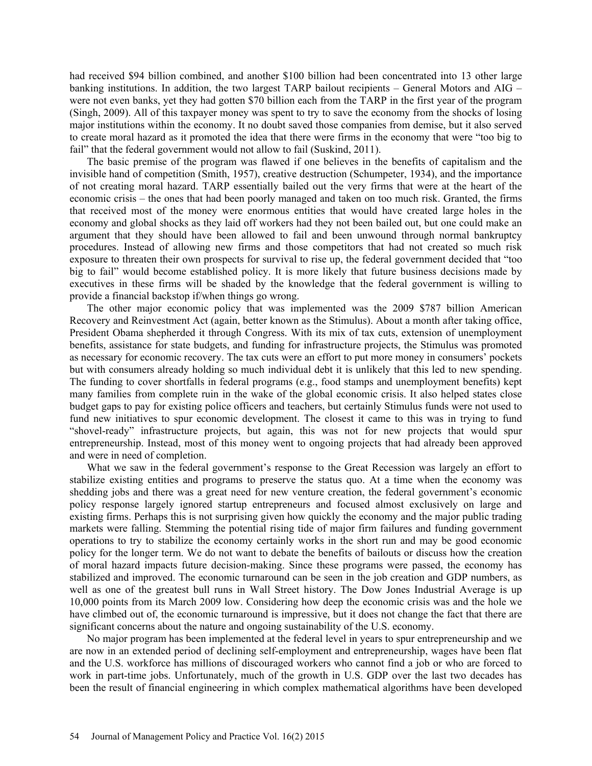had received $94 billion combined, and another $100 billion had been concentrated into 13 other large banking institutions. In addition, the two largest TARP bailout recipients – General Motors and AIG – were not even banks, yet they had gotten $70 billion each from the TARP in the first year of the program (Singh, 2009). All of this taxpayer money was spent to try to save the economy from the shocks of losing major institutions within the economy. It no doubt saved those companies from demise, but it also served to create moral hazard as it promoted the idea that there were firms in the economy that were "too big to fail" that the federal government would not allow to fail (Suskind, 2011).

The basic premise of the program was flawed if one believes in the benefits of capitalism and the invisible hand of competition (Smith, 1957), creative destruction (Schumpeter, 1934), and the importance of not creating moral hazard. TARP essentially bailed out the very firms that were at the heart of the economic crisis – the ones that had been poorly managed and taken on too much risk. Granted, the firms that received most of the money were enormous entities that would have created large holes in the economy and global shocks as they laid off workers had they not been bailed out, but one could make an argument that they should have been allowed to fail and been unwound through normal bankruptcy procedures. Instead of allowing new firms and those competitors that had not created so much risk exposure to threaten their own prospects for survival to rise up, the federal government decided that "too big to fail" would become established policy. It is more likely that future business decisions made by executives in these firms will be shaded by the knowledge that the federal government is willing to provide a financial backstop if/when things go wrong.

The other major economic policy that was implemented was the 2009 $787 billion American Recovery and Reinvestment Act (again, better known as the Stimulus). About a month after taking office, President Obama shepherded it through Congress. With its mix of tax cuts, extension of unemployment benefits, assistance for state budgets, and funding for infrastructure projects, the Stimulus was promoted as necessary for economic recovery. The tax cuts were an effort to put more money in consumers' pockets but with consumers already holding so much individual debt it is unlikely that this led to new spending. The funding to cover shortfalls in federal programs (e.g., food stamps and unemployment benefits) kept many families from complete ruin in the wake of the global economic crisis. It also helped states close budget gaps to pay for existing police officers and teachers, but certainly Stimulus funds were not used to fund new initiatives to spur economic development. The closest it came to this was in trying to fund "shovel-ready" infrastructure projects, but again, this was not for new projects that would spur entrepreneurship. Instead, most of this money went to ongoing projects that had already been approved and were in need of completion.

What we saw in the federal government's response to the Great Recession was largely an effort to stabilize existing entities and programs to preserve the status quo. At a time when the economy was shedding jobs and there was a great need for new venture creation, the federal government's economic policy response largely ignored startup entrepreneurs and focused almost exclusively on large and existing firms. Perhaps this is not surprising given how quickly the economy and the major public trading markets were falling. Stemming the potential rising tide of major firm failures and funding government operations to try to stabilize the economy certainly works in the short run and may be good economic policy for the longer term. We do not want to debate the benefits of bailouts or discuss how the creation of moral hazard impacts future decision-making. Since these programs were passed, the economy has stabilized and improved. The economic turnaround can be seen in the job creation and GDP numbers, as well as one of the greatest bull runs in Wall Street history. The Dow Jones Industrial Average is up 10,000 points from its March 2009 low. Considering how deep the economic crisis was and the hole we have climbed out of, the economic turnaround is impressive, but it does not change the fact that there are significant concerns about the nature and ongoing sustainability of the U.S. economy.

No major program has been implemented at the federal level in years to spur entrepreneurship and we are now in an extended period of declining self-employment and entrepreneurship, wages have been flat and the U.S. workforce has millions of discouraged workers who cannot find a job or who are forced to work in part-time jobs. Unfortunately, much of the growth in U.S. GDP over the last two decades has been the result of financial engineering in which complex mathematical algorithms have been developed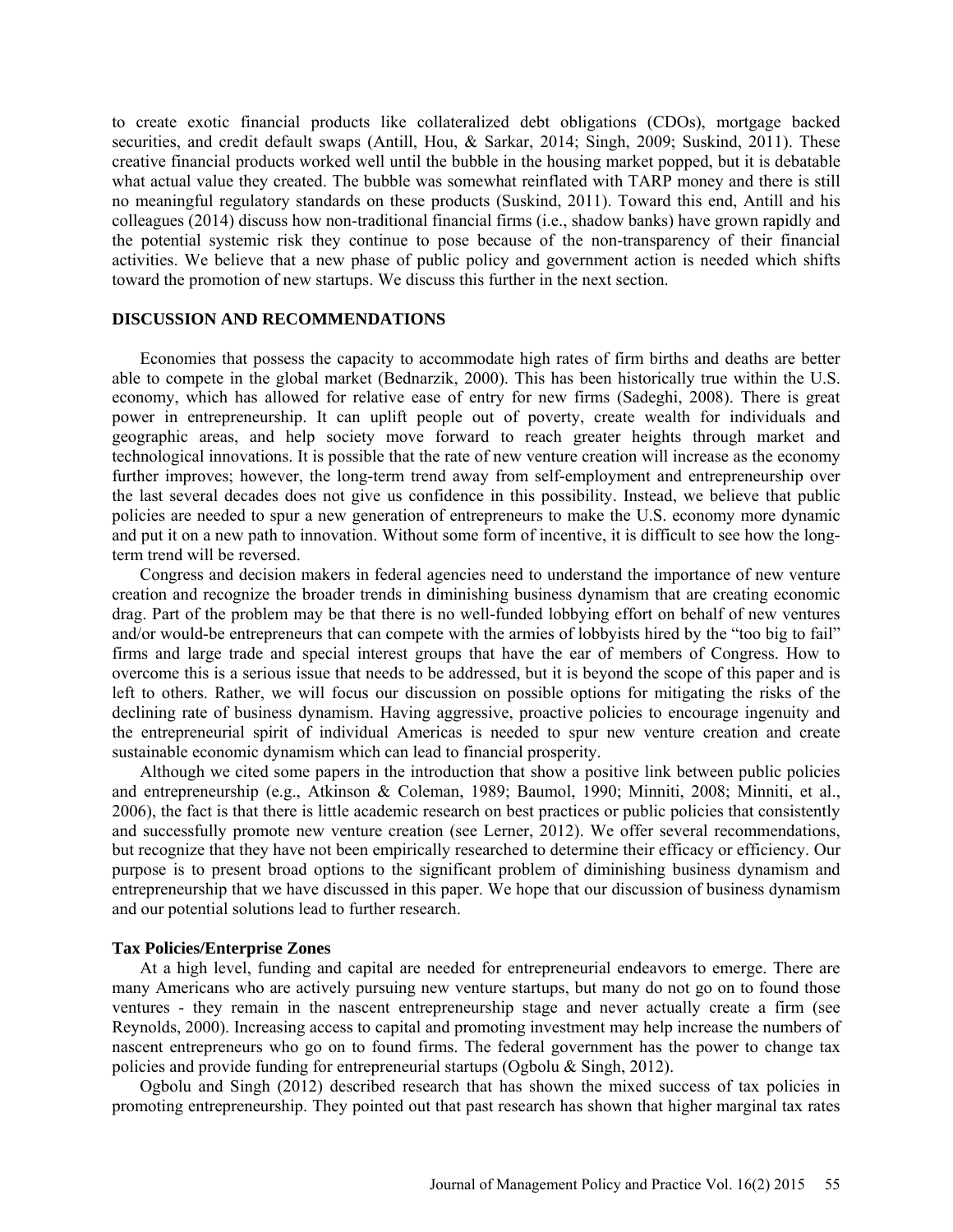to create exotic financial products like collateralized debt obligations (CDOs), mortgage backed securities, and credit default swaps (Antill, Hou, & Sarkar, 2014; Singh, 2009; Suskind, 2011). These creative financial products worked well until the bubble in the housing market popped, but it is debatable what actual value they created. The bubble was somewhat reinflated with TARP money and there is still no meaningful regulatory standards on these products (Suskind, 2011). Toward this end, Antill and his colleagues (2014) discuss how non-traditional financial firms (i.e., shadow banks) have grown rapidly and the potential systemic risk they continue to pose because of the non-transparency of their financial activities. We believe that a new phase of public policy and government action is needed which shifts toward the promotion of new startups. We discuss this further in the next section.

## DISCUSSION AND RECOMMENDATIONS

Economies that possess the capacity to accommodate high rates of firm births and deaths are better able to compete in the global market (Bednarzik, 2000). This has been historically true within the U.S. economy, which has allowed for relative ease of entry for new firms (Sadeghi, 2008). There is great power in entrepreneurship. It can uplift people out of poverty, create wealth for individuals and geographic areas, and help society move forward to reach greater heights through market and technological innovations. It is possible that the rate of new venture creation will increase as the economy further improves; however, the long-term trend away from self-employment and entrepreneurship over the last several decades does not give us confidence in this possibility. Instead, we believe that public policies are needed to spur a new generation of entrepreneurs to make the U.S. economy more dynamic and put it on a new path to innovation. Without some form of incentive, it is difficult to see how the long-term trend will be reversed.

Congress and decision makers in federal agencies need to understand the importance of new venture creation and recognize the broader trends in diminishing business dynamism that are creating economic drag. Part of the problem may be that there is no well-funded lobbying effort on behalf of new ventures and/or would-be entrepreneurs that can compete with the armies of lobbyists hired by the "too big to fail" firms and large trade and special interest groups that have the ear of members of Congress. How to overcome this is a serious issue that needs to be addressed, but it is beyond the scope of this paper and is left to others. Rather, we will focus our discussion on possible options for mitigating the risks of the declining rate of business dynamism. Having aggressive, proactive policies to encourage ingenuity and the entrepreneurial spirit of individual Americas is needed to spur new venture creation and create sustainable economic dynamism which can lead to financial prosperity.

Although we cited some papers in the introduction that show a positive link between public policies and entrepreneurship (e.g., Atkinson & Coleman, 1989; Baumol, 1990; Minniti, 2008; Minniti, et al., 2006), the fact is that there is little academic research on best practices or public policies that consistently and successfully promote new venture creation (see Lerner, 2012). We offer several recommendations, but recognize that they have not been empirically researched to determine their efficacy or efficiency. Our purpose is to present broad options to the significant problem of diminishing business dynamism and entrepreneurship that we have discussed in this paper. We hope that our discussion of business dynamism and our potential solutions lead to further research.

### Tax Policies/Enterprise Zones

At a high level, funding and capital are needed for entrepreneurial endeavors to emerge. There are many Americans who are actively pursuing new venture startups, but many do not go on to found those ventures - they remain in the nascent entrepreneurship stage and never actually create a firm (see Reynolds, 2000). Increasing access to capital and promoting investment may help increase the numbers of nascent entrepreneurs who go on to found firms. The federal government has the power to change tax policies and provide funding for entrepreneurial startups (Ogbolu & Singh, 2012).

Ogbolu and Singh (2012) described research that has shown the mixed success of tax policies in promoting entrepreneurship. They pointed out that past research has shown that higher marginal tax rates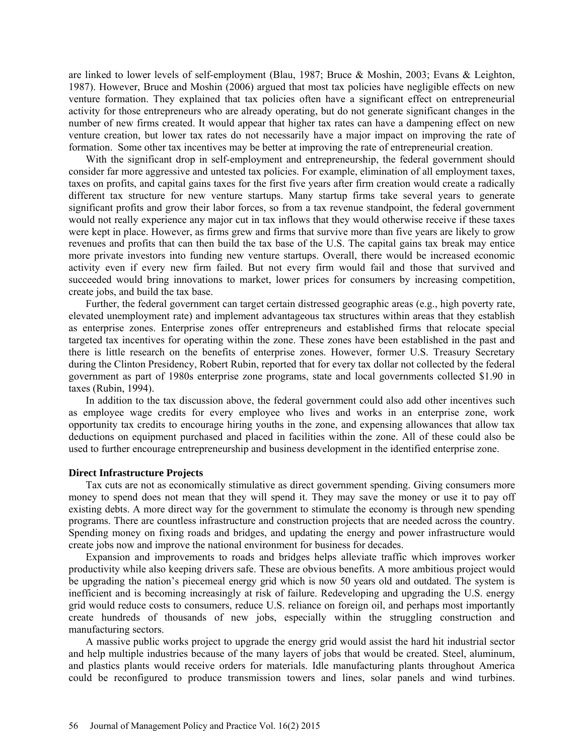are linked to lower levels of self-employment (Blau, 1987; Bruce & Moshin, 2003; Evans & Leighton, 1987). However, Bruce and Moshin (2006) argued that most tax policies have negligible effects on new venture formation. They explained that tax policies often have a significant effect on entrepreneurial activity for those entrepreneurs who are already operating, but do not generate significant changes in the number of new firms created. It would appear that higher tax rates can have a dampening effect on new venture creation, but lower tax rates do not necessarily have a major impact on improving the rate of formation. Some other tax incentives may be better at improving the rate of entrepreneurial creation.

With the significant drop in self-employment and entrepreneurship, the federal government should consider far more aggressive and untested tax policies. For example, elimination of all employment taxes, taxes on profits, and capital gains taxes for the first five years after firm creation would create a radically different tax structure for new venture startups. Many startup firms take several years to generate significant profits and grow their labor forces, so from a tax revenue standpoint, the federal government would not really experience any major cut in tax inflows that they would otherwise receive if these taxes were kept in place. However, as firms grew and firms that survive more than five years are likely to grow revenues and profits that can then build the tax base of the U.S. The capital gains tax break may entice more private investors into funding new venture startups. Overall, there would be increased economic activity even if every new firm failed. But not every firm would fail and those that survived and succeeded would bring innovations to market, lower prices for consumers by increasing competition, create jobs, and build the tax base.

Further, the federal government can target certain distressed geographic areas (e.g., high poverty rate, elevated unemployment rate) and implement advantageous tax structures within areas that they establish as enterprise zones. Enterprise zones offer entrepreneurs and established firms that relocate special targeted tax incentives for operating within the zone. These zones have been established in the past and there is little research on the benefits of enterprise zones. However, former U.S. Treasury Secretary during the Clinton Presidency, Robert Rubin, reported that for every tax dollar not collected by the federal government as part of 1980s enterprise zone programs, state and local governments collected $1.90 in taxes (Rubin, 1994).

In addition to the tax discussion above, the federal government could also add other incentives such as employee wage credits for every employee who lives and works in an enterprise zone, work opportunity tax credits to encourage hiring youths in the zone, and expensing allowances that allow tax deductions on equipment purchased and placed in facilities within the zone. All of these could also be used to further encourage entrepreneurship and business development in the identified enterprise zone.

### Direct Infrastructure Projects

Tax cuts are not as economically stimulative as direct government spending. Giving consumers more money to spend does not mean that they will spend it. They may save the money or use it to pay off existing debts. A more direct way for the government to stimulate the economy is through new spending programs. There are countless infrastructure and construction projects that are needed across the country. Spending money on fixing roads and bridges, and updating the energy and power infrastructure would create jobs now and improve the national environment for business for decades.

Expansion and improvements to roads and bridges helps alleviate traffic which improves worker productivity while also keeping drivers safe. These are obvious benefits. A more ambitious project would be upgrading the nation's piecemeal energy grid which is now 50 years old and outdated. The system is inefficient and is becoming increasingly at risk of failure. Redeveloping and upgrading the U.S. energy grid would reduce costs to consumers, reduce U.S. reliance on foreign oil, and perhaps most importantly create hundreds of thousands of new jobs, especially within the struggling construction and manufacturing sectors.

A massive public works project to upgrade the energy grid would assist the hard hit industrial sector and help multiple industries because of the many layers of jobs that would be created. Steel, aluminum, and plastics plants would receive orders for materials. Idle manufacturing plants throughout America could be reconfigured to produce transmission towers and lines, solar panels and wind turbines.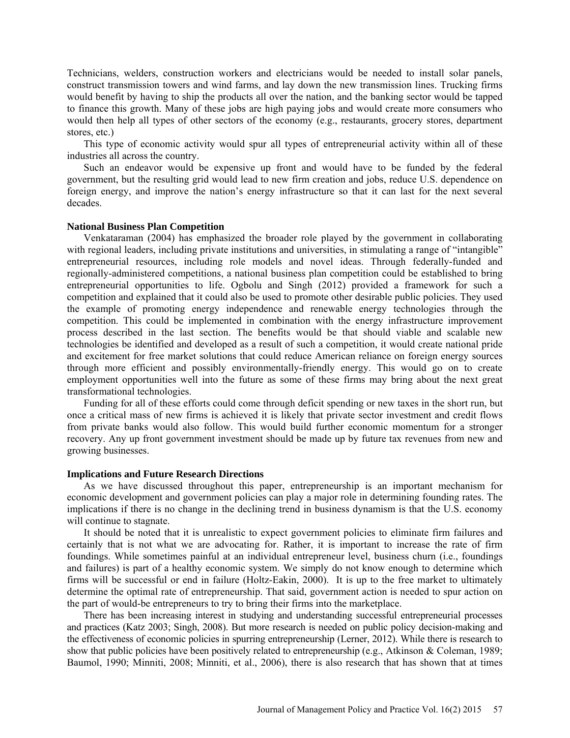Technicians, welders, construction workers and electricians would be needed to install solar panels, construct transmission towers and wind farms, and lay down the new transmission lines. Trucking firms would benefit by having to ship the products all over the nation, and the banking sector would be tapped to finance this growth. Many of these jobs are high paying jobs and would create more consumers who would then help all types of other sectors of the economy (e.g., restaurants, grocery stores, department stores, etc.)

This type of economic activity would spur all types of entrepreneurial activity within all of these industries all across the country.

Such an endeavor would be expensive up front and would have to be funded by the federal government, but the resulting grid would lead to new firm creation and jobs, reduce U.S. dependence on foreign energy, and improve the nation's energy infrastructure so that it can last for the next several decades.

**National Business Plan Competition**

Venkataraman (2004) has emphasized the broader role played by the government in collaborating with regional leaders, including private institutions and universities, in stimulating a range of "intangible" entrepreneurial resources, including role models and novel ideas. Through federally-funded and regionally-administered competitions, a national business plan competition could be established to bring entrepreneurial opportunities to life. Ogbolu and Singh (2012) provided a framework for such a competition and explained that it could also be used to promote other desirable public policies. They used the example of promoting energy independence and renewable energy technologies through the competition. This could be implemented in combination with the energy infrastructure improvement process described in the last section. The benefits would be that should viable and scalable new technologies be identified and developed as a result of such a competition, it would create national pride and excitement for free market solutions that could reduce American reliance on foreign energy sources through more efficient and possibly environmentally-friendly energy. This would go on to create employment opportunities well into the future as some of these firms may bring about the next great transformational technologies.

Funding for all of these efforts could come through deficit spending or new taxes in the short run, but once a critical mass of new firms is achieved it is likely that private sector investment and credit flows from private banks would also follow. This would build further economic momentum for a stronger recovery. Any up front government investment should be made up by future tax revenues from new and growing businesses.

**Implications and Future Research Directions**

As we have discussed throughout this paper, entrepreneurship is an important mechanism for economic development and government policies can play a major role in determining founding rates. The implications if there is no change in the declining trend in business dynamism is that the U.S. economy will continue to stagnate.

It should be noted that it is unrealistic to expect government policies to eliminate firm failures and certainly that is not what we are advocating for. Rather, it is important to increase the rate of firm foundings. While sometimes painful at an individual entrepreneur level, business churn (i.e., foundings and failures) is part of a healthy economic system. We simply do not know enough to determine which firms will be successful or end in failure (Holtz-Eakin, 2000). It is up to the free market to ultimately determine the optimal rate of entrepreneurship. That said, government action is needed to spur action on the part of would-be entrepreneurs to try to bring their firms into the marketplace.

There has been increasing interest in studying and understanding successful entrepreneurial processes and practices (Katz 2003; Singh, 2008). But more research is needed on public policy decision-making and the effectiveness of economic policies in spurring entrepreneurship (Lerner, 2012). While there is research to show that public policies have been positively related to entrepreneurship (e.g., Atkinson & Coleman, 1989; Baumol, 1990; Minniti, 2008; Minniti, et al., 2006), there is also research that has shown that at times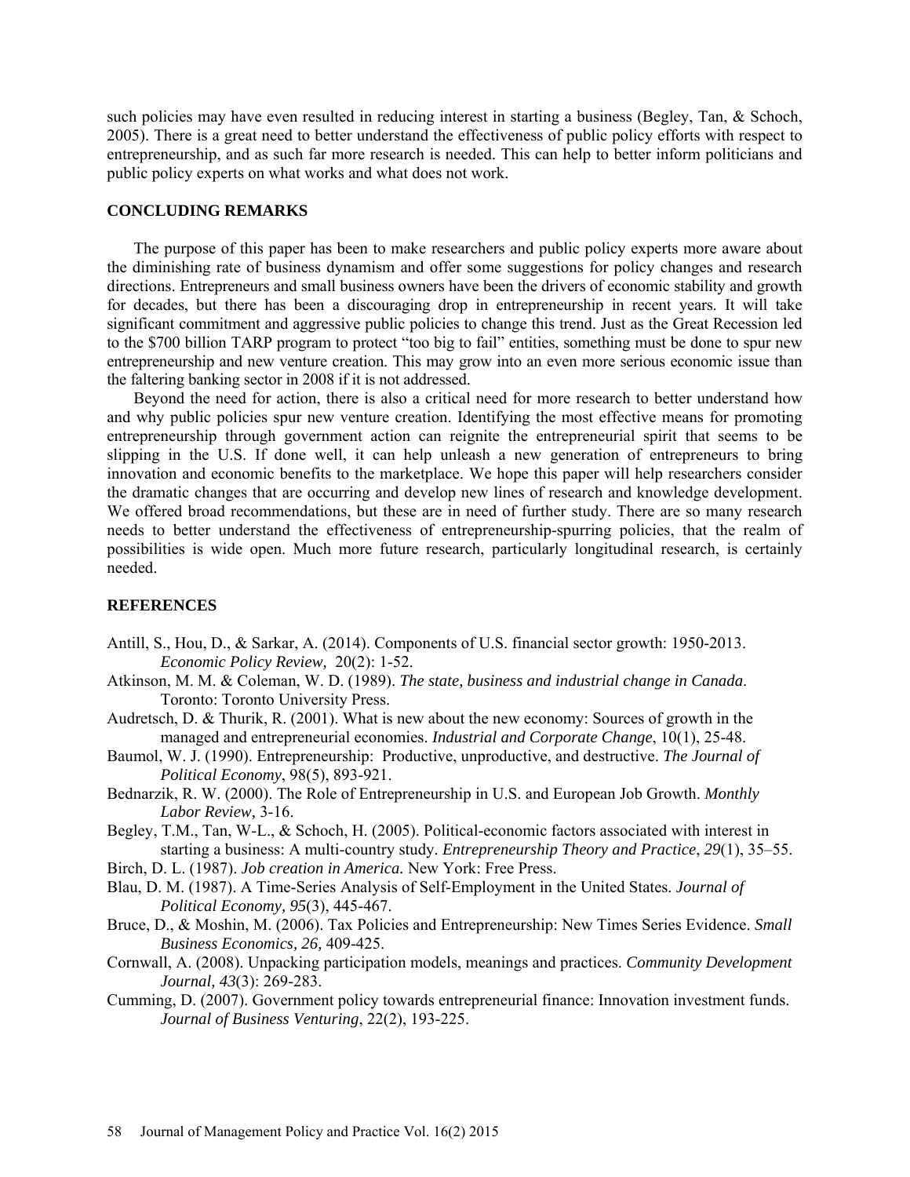such policies may have even resulted in reducing interest in starting a business (Begley, Tan, & Schoch, 2005). There is a great need to better understand the effectiveness of public policy efforts with respect to entrepreneurship, and as such far more research is needed. This can help to better inform politicians and public policy experts on what works and what does not work.

## CONCLUDING REMARKS

The purpose of this paper has been to make researchers and public policy experts more aware about the diminishing rate of business dynamism and offer some suggestions for policy changes and research directions. Entrepreneurs and small business owners have been the drivers of economic stability and growth for decades, but there has been a discouraging drop in entrepreneurship in recent years. It will take significant commitment and aggressive public policies to change this trend. Just as the Great Recession led to the $700 billion TARP program to protect "too big to fail" entities, something must be done to spur new entrepreneurship and new venture creation. This may grow into an even more serious economic issue than the faltering banking sector in 2008 if it is not addressed.

Beyond the need for action, there is also a critical need for more research to better understand how and why public policies spur new venture creation. Identifying the most effective means for promoting entrepreneurship through government action can reignite the entrepreneurial spirit that seems to be slipping in the U.S. If done well, it can help unleash a new generation of entrepreneurs to bring innovation and economic benefits to the marketplace. We hope this paper will help researchers consider the dramatic changes that are occurring and develop new lines of research and knowledge development. We offered broad recommendations, but these are in need of further study. There are so many research needs to better understand the effectiveness of entrepreneurship-spurring policies, that the realm of possibilities is wide open. Much more future research, particularly longitudinal research, is certainly needed.

## REFERENCES

Antill, S., Hou, D., & Sarkar, A. (2014). Components of U.S. financial sector growth: 1950-2013. *Economic Policy Review,* 20(2): 1-52.

Atkinson, M. M. & Coleman, W. D. (1989). *The state, business and industrial change in Canada*. Toronto: Toronto University Press.

Audretsch, D. & Thurik, R. (2001). What is new about the new economy: Sources of growth in the managed and entrepreneurial economies. *Industrial and Corporate Change*, 10(1), 25-48.

Baumol, W. J. (1990). Entrepreneurship: Productive, unproductive, and destructive. *The Journal of Political Economy*, 98(5), 893-921.

Bednarzik, R. W. (2000). The Role of Entrepreneurship in U.S. and European Job Growth. *Monthly Labor Review,* 3-16.

Begley, T.M., Tan, W-L., & Schoch, H. (2005). Political-economic factors associated with interest in starting a business: A multi-country study. *Entrepreneurship Theory and Practice*, *29*(1), 35–55.

Birch, D. L. (1987). *Job creation in America.* New York: Free Press.

Blau, D. M. (1987). A Time-Series Analysis of Self-Employment in the United States. *Journal of Political Economy, 95*(3), 445-467.

Bruce, D., & Moshin, M. (2006). Tax Policies and Entrepreneurship: New Times Series Evidence. *Small Business Economics, 26,* 409-425.

Cornwall, A. (2008). Unpacking participation models, meanings and practices. *Community Development Journal, 43*(3): 269-283.

Cumming, D. (2007). Government policy towards entrepreneurial finance: Innovation investment funds. *Journal of Business Venturing*, 22(2), 193-225.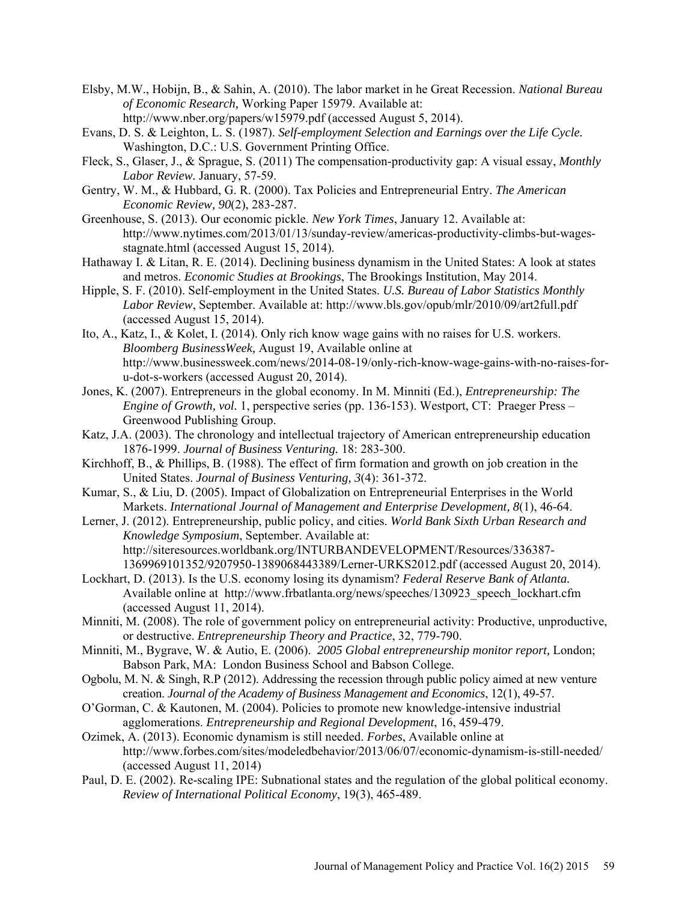Elsby, M.W., Hobijn, B., & Sahin, A. (2010). The labor market in he Great Recession. *National Bureau of Economic Research,* Working Paper 15979. Available at: http://www.nber.org/papers/w15979.pdf (accessed August 5, 2014).

Evans, D. S. & Leighton, L. S. (1987). *Self-employment Selection and Earnings over the Life Cycle.* Washington, D.C.: U.S. Government Printing Office.

Fleck, S., Glaser, J., & Sprague, S. (2011) The compensation-productivity gap: A visual essay, *Monthly Labor Review.* January, 57-59.

Gentry, W. M., & Hubbard, G. R. (2000). Tax Policies and Entrepreneurial Entry. *The American Economic Review, 90*(2), 283-287.

Greenhouse, S. (2013). Our economic pickle. *New York Times*, January 12. Available at: http://www.nytimes.com/2013/01/13/sunday-review/americas-productivity-climbs-but-wages-stagnate.html (accessed August 15, 2014).

Hathaway I. & Litan, R. E. (2014). Declining business dynamism in the United States: A look at states and metros. *Economic Studies at Brookings*, The Brookings Institution, May 2014.

Hipple, S. F. (2010). Self-employment in the United States. *U.S. Bureau of Labor Statistics Monthly Labor Review*, September. Available at: http://www.bls.gov/opub/mlr/2010/09/art2full.pdf (accessed August 15, 2014).

Ito, A., Katz, I., & Kolet, I. (2014). Only rich know wage gains with no raises for U.S. workers. *Bloomberg BusinessWeek,* August 19, Available online at http://www.businessweek.com/news/2014-08-19/only-rich-know-wage-gains-with-no-raises-for-u-dot-s-workers (accessed August 20, 2014).

Jones, K. (2007). Entrepreneurs in the global economy. In M. Minniti (Ed.), *Entrepreneurship: The Engine of Growth, vol.* 1, perspective series (pp. 136-153). Westport, CT: Praeger Press – Greenwood Publishing Group.

Katz, J.A. (2003). The chronology and intellectual trajectory of American entrepreneurship education 1876-1999. *Journal of Business Venturing.* 18: 283-300.

Kirchhoff, B., & Phillips, B. (1988). The effect of firm formation and growth on job creation in the United States. *Journal of Business Venturing, 3*(4): 361-372.

Kumar, S., & Liu, D. (2005). Impact of Globalization on Entrepreneurial Enterprises in the World Markets. *International Journal of Management and Enterprise Development, 8*(1), 46-64.

Lerner, J. (2012). Entrepreneurship, public policy, and cities. *World Bank Sixth Urban Research and Knowledge Symposium*, September. Available at: http://siteresources.worldbank.org/INTURBANDEVELOPMENT/Resources/336387-1369969101352/9207950-1389068443389/Lerner-URKS2012.pdf (accessed August 20, 2014).

Lockhart, D. (2013). Is the U.S. economy losing its dynamism? *Federal Reserve Bank of Atlanta.* Available online at http://www.frbatlanta.org/news/speeches/130923_speech_lockhart.cfm (accessed August 11, 2014).

Minniti, M. (2008). The role of government policy on entrepreneurial activity: Productive, unproductive, or destructive. *Entrepreneurship Theory and Practice*, 32, 779-790.

Minniti, M., Bygrave, W. & Autio, E. (2006). *2005 Global entrepreneurship monitor report,* London; Babson Park, MA: London Business School and Babson College.

Ogbolu, M. N. & Singh, R.P (2012). Addressing the recession through public policy aimed at new venture creation. *Journal of the Academy of Business Management and Economics*, 12(1), 49-57.

O'Gorman, C. & Kautonen, M. (2004). Policies to promote new knowledge-intensive industrial agglomerations. *Entrepreneurship and Regional Development*, 16, 459-479.

Ozimek, A. (2013). Economic dynamism is still needed. *Forbes*, Available online at http://www.forbes.com/sites/modeledbehavior/2013/06/07/economic-dynamism-is-still-needed/ (accessed August 11, 2014)

Paul, D. E. (2002). Re-scaling IPE: Subnational states and the regulation of the global political economy. *Review of International Political Economy*, 19(3), 465-489.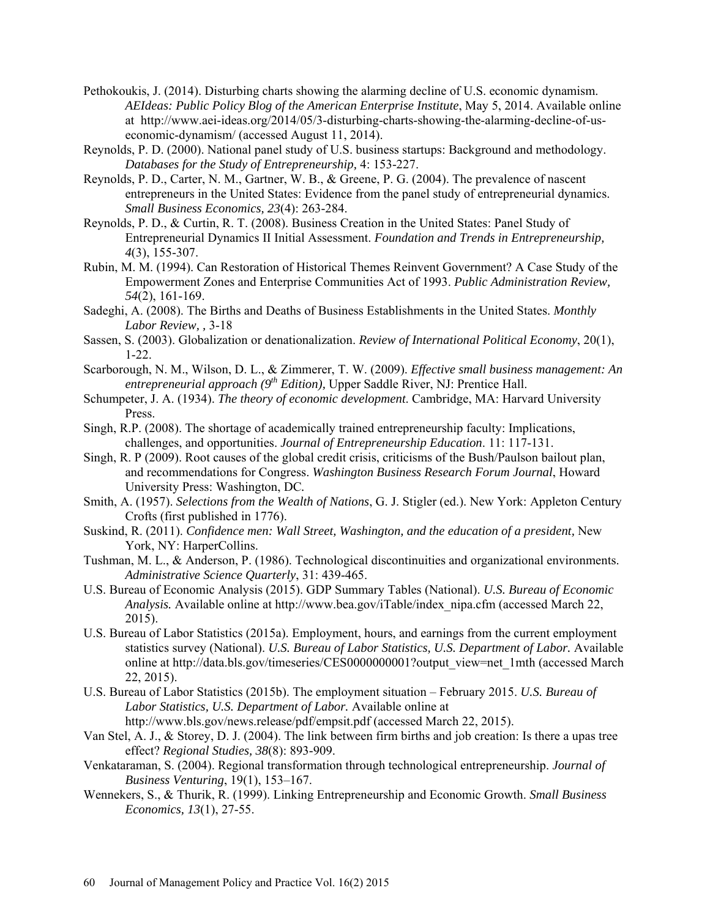Pethokoukis, J. (2014). Disturbing charts showing the alarming decline of U.S. economic dynamism. *AEIdeas: Public Policy Blog of the American Enterprise Institute*, May 5, 2014. Available online at http://www.aei-ideas.org/2014/05/3-disturbing-charts-showing-the-alarming-decline-of-us-economic-dynamism/ (accessed August 11, 2014).

Reynolds, P. D. (2000). National panel study of U.S. business startups: Background and methodology. *Databases for the Study of Entrepreneurship,* 4: 153-227.

Reynolds, P. D., Carter, N. M., Gartner, W. B., & Greene, P. G. (2004). The prevalence of nascent entrepreneurs in the United States: Evidence from the panel study of entrepreneurial dynamics. *Small Business Economics, 23*(4): 263-284.

Reynolds, P. D., & Curtin, R. T. (2008). Business Creation in the United States: Panel Study of Entrepreneurial Dynamics II Initial Assessment. *Foundation and Trends in Entrepreneurship, 4*(3), 155-307.

Rubin, M. M. (1994). Can Restoration of Historical Themes Reinvent Government? A Case Study of the Empowerment Zones and Enterprise Communities Act of 1993. *Public Administration Review, 54*(2), 161-169.

Sadeghi, A. (2008). The Births and Deaths of Business Establishments in the United States. *Monthly Labor Review, ,* 3-18

Sassen, S. (2003). Globalization or denationalization. *Review of International Political Economy*, 20(1), 1-22.

Scarborough, N. M., Wilson, D. L., & Zimmerer, T. W. (2009). *Effective small business management: An entrepreneurial approach (9th Edition),* Upper Saddle River, NJ: Prentice Hall.

Schumpeter, J. A. (1934). *The theory of economic development*. Cambridge, MA: Harvard University Press.

Singh, R.P. (2008). The shortage of academically trained entrepreneurship faculty: Implications, challenges, and opportunities. *Journal of Entrepreneurship Education*. 11: 117-131.

Singh, R. P (2009). Root causes of the global credit crisis, criticisms of the Bush/Paulson bailout plan, and recommendations for Congress. *Washington Business Research Forum Journal*, Howard University Press: Washington, DC.

Smith, A. (1957). *Selections from the Wealth of Nations*, G. J. Stigler (ed.). New York: Appleton Century Crofts (first published in 1776).

Suskind, R. (2011). *Confidence men: Wall Street, Washington, and the education of a president,* New York, NY: HarperCollins.

Tushman, M. L., & Anderson, P. (1986). Technological discontinuities and organizational environments. *Administrative Science Quarterly*, 31: 439-465.

U.S. Bureau of Economic Analysis (2015). GDP Summary Tables (National). *U.S. Bureau of Economic Analysis.* Available online at http://www.bea.gov/iTable/index_nipa.cfm (accessed March 22, 2015).

U.S. Bureau of Labor Statistics (2015a). Employment, hours, and earnings from the current employment statistics survey (National). *U.S. Bureau of Labor Statistics, U.S. Department of Labor.* Available online at http://data.bls.gov/timeseries/CES0000000001?output_view=net_1mth (accessed March 22, 2015).

U.S. Bureau of Labor Statistics (2015b). The employment situation – February 2015. *U.S. Bureau of Labor Statistics, U.S. Department of Labor.* Available online at http://www.bls.gov/news.release/pdf/empsit.pdf (accessed March 22, 2015).

Van Stel, A. J., & Storey, D. J. (2004). The link between firm births and job creation: Is there a upas tree effect? *Regional Studies, 38*(8): 893-909.

Venkataraman, S. (2004). Regional transformation through technological entrepreneurship. *Journal of Business Venturing*, 19(1), 153–167.

Wennekers, S., & Thurik, R. (1999). Linking Entrepreneurship and Economic Growth. *Small Business Economics, 13*(1), 27-55.